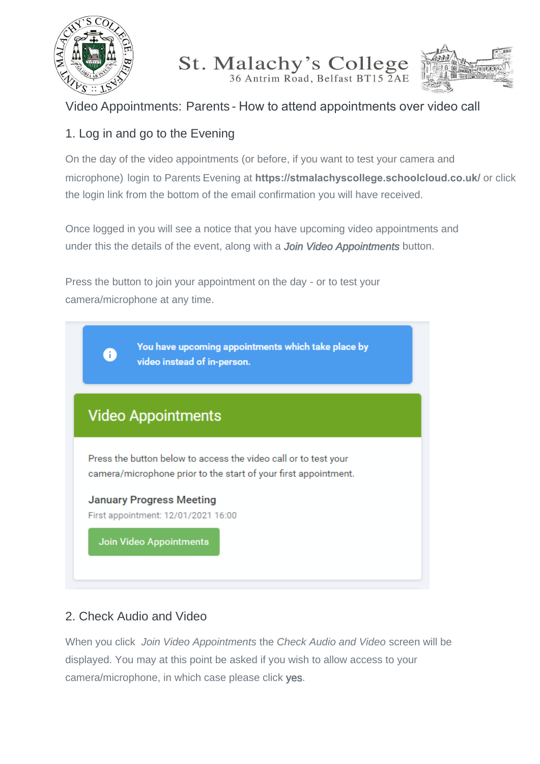St. Malachy's College
36 Antrim Road, Belfast BT15 2AE

# Video Appointments: Parents - How to attend appointments over video call

## 1. Log in and go to the Evening

On the day of the video appointments (or before, if you want to test your camera and microphone) login to Parents Evening at **https://stmalachyscollege.schoolcloud.co.uk/** or click the login link from the bottom of the email confirmation you will have received.

Once logged in you will see a notice that you have upcoming video appointments and under this the details of the event, along with a ***Join Video Appointments*** button.

Press the button to join your appointment on the day - or to test your camera/microphone at any time.

You have upcoming appointments which take place by video instead of in-person.

**Video Appointments**

Press the button below to access the video call or to test your camera/microphone prior to the start of your first appointment.

**January Progress Meeting**

First appointment: 12/01/2021 16:00

Join Video Appointments

## 2. Check Audio and Video

When you click *Join Video Appointments* the *Check Audio and Video* screen will be displayed. You may at this point be asked if you wish to allow access to your camera/microphone, in which case please click yes.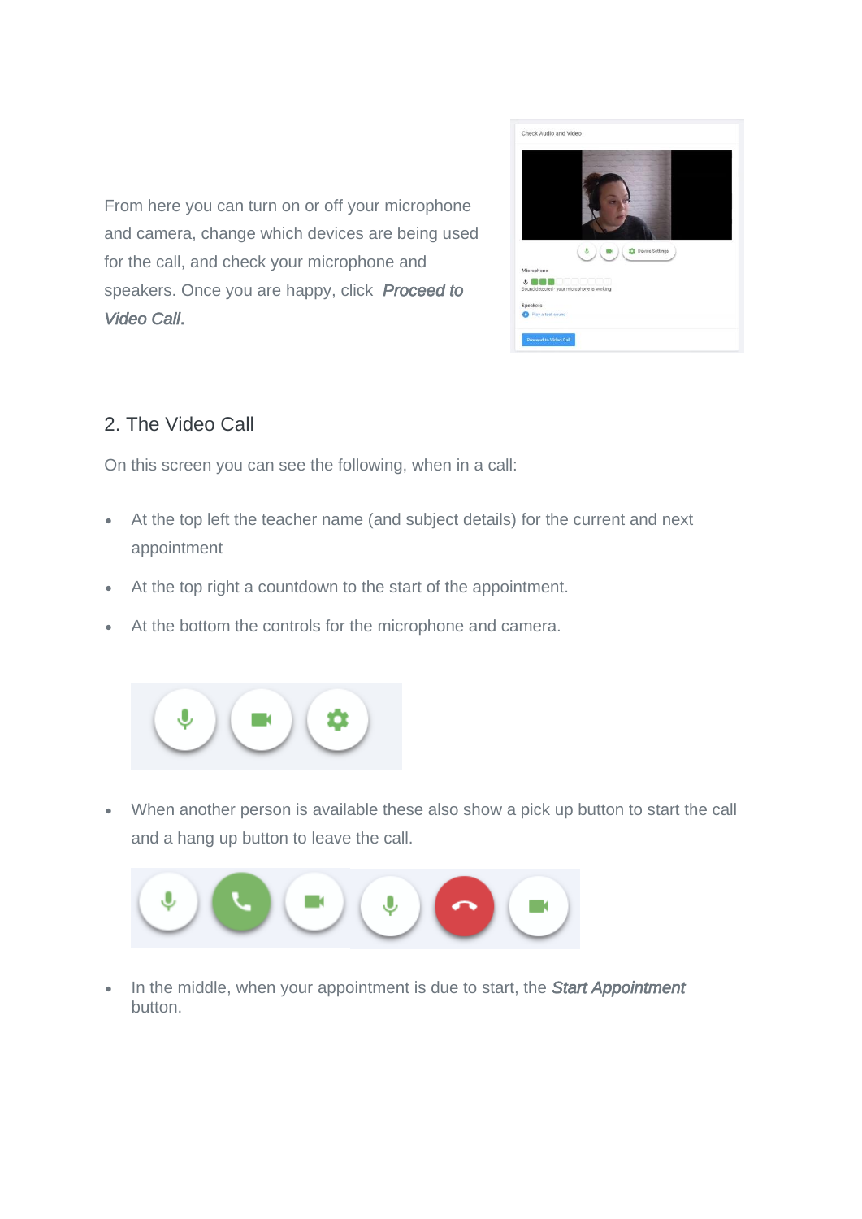From here you can turn on or off your microphone and camera, change which devices are being used for the call, and check your microphone and speakers. Once you are happy, click *Proceed to Video Call*.

## 2. The Video Call

On this screen you can see the following, when in a call:

- At the top left the teacher name (and subject details) for the current and next appointment
- At the top right a countdown to the start of the appointment.
- At the bottom the controls for the microphone and camera.

- When another person is available these also show a pick up button to start the call and a hang up button to leave the call.

- In the middle, when your appointment is due to start, the *Start Appointment* button.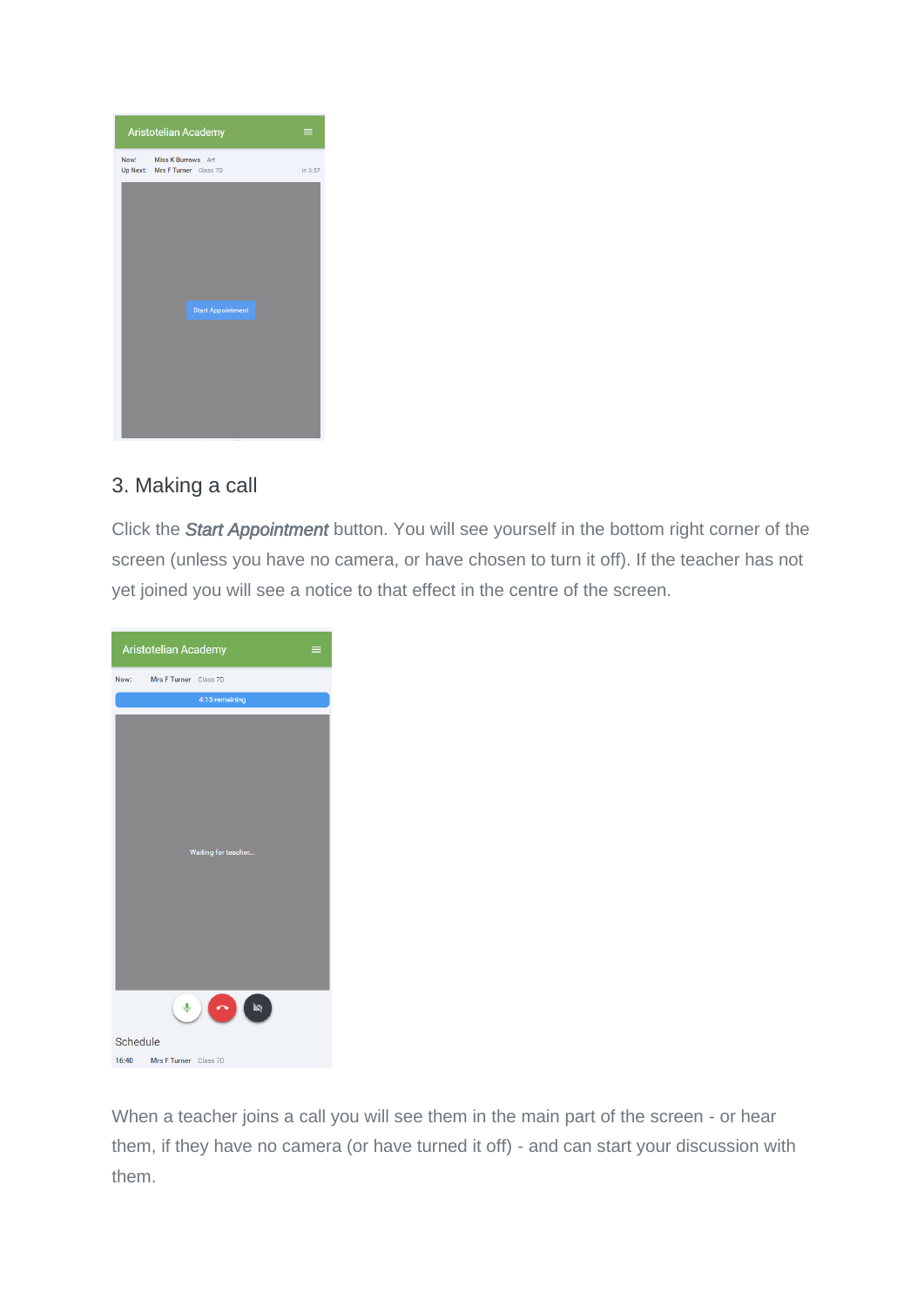## 3. Making a call

Click the ***Start Appointment*** button. You will see yourself in the bottom right corner of the screen (unless you have no camera, or have chosen to turn it off). If the teacher has not yet joined you will see a notice to that effect in the centre of the screen.

When a teacher joins a call you will see them in the main part of the screen - or hear them, if they have no camera (or have turned it off) - and can start your discussion with them.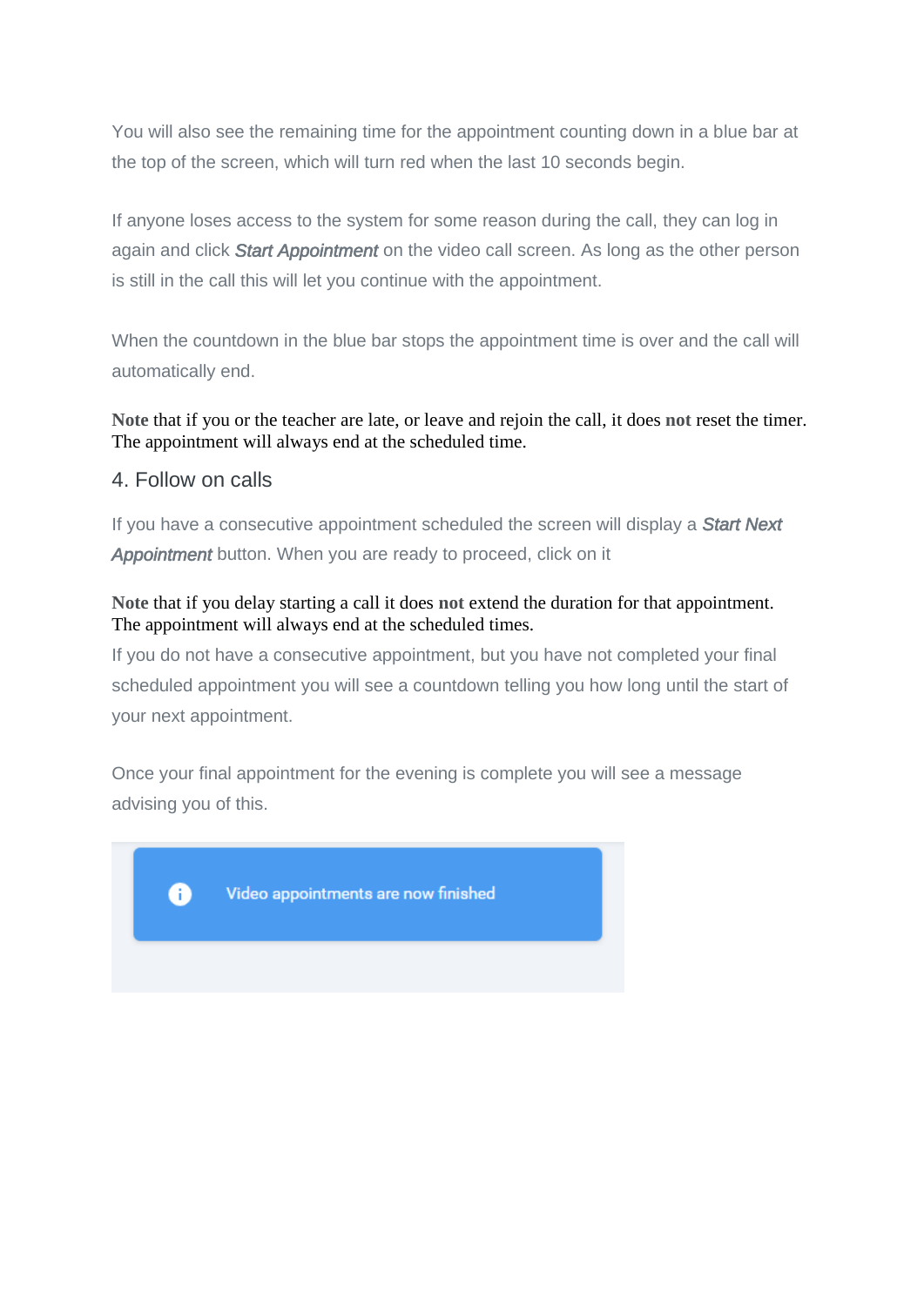You will also see the remaining time for the appointment counting down in a blue bar at the top of the screen, which will turn red when the last 10 seconds begin.

If anyone loses access to the system for some reason during the call, they can log in again and click ***Start Appointment*** on the video call screen. As long as the other person is still in the call this will let you continue with the appointment.

When the countdown in the blue bar stops the appointment time is over and the call will automatically end.

**Note** that if you or the teacher are late, or leave and rejoin the call, it does **not** reset the timer. The appointment will always end at the scheduled time.

## 4. Follow on calls

If you have a consecutive appointment scheduled the screen will display a ***Start Next Appointment*** button. When you are ready to proceed, click on it

**Note** that if you delay starting a call it does **not** extend the duration for that appointment. The appointment will always end at the scheduled times.

If you do not have a consecutive appointment, but you have not completed your final scheduled appointment you will see a countdown telling you how long until the start of your next appointment.

Once your final appointment for the evening is complete you will see a message advising you of this.

Video appointments are now finished